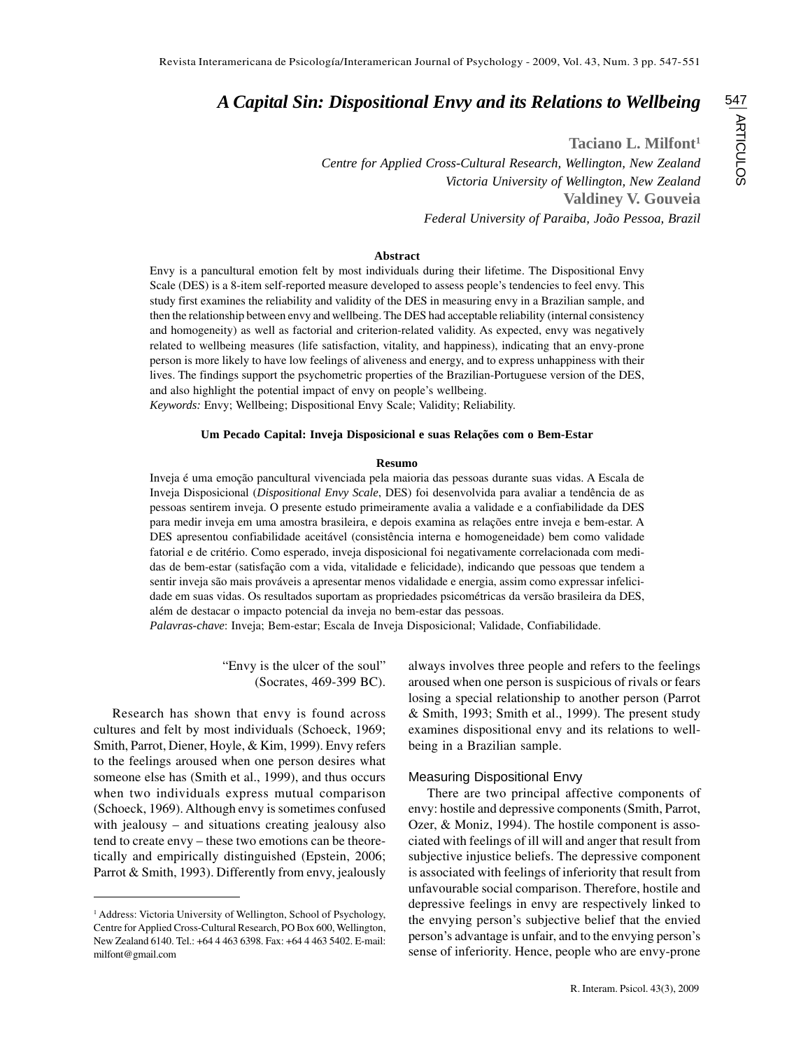# A Capital Sin: Dispositional Envy and its Relations to Wellbeing

**Taciano L. Milfont**[1]

*Centre for Applied Cross-Cultural Research, Wellington, New Zealand*

*Victoria University of Wellington, New Zealand*

**Valdiney V. Gouveia**

*Federal University of Paraiba, João Pessoa, Brazil*

### Abstract

Envy is a pancultural emotion felt by most individuals during their lifetime. The Dispositional Envy Scale (DES) is a 8-item self-reported measure developed to assess people's tendencies to feel envy. This study first examines the reliability and validity of the DES in measuring envy in a Brazilian sample, and then the relationship between envy and wellbeing. The DES had acceptable reliability (internal consistency and homogeneity) as well as factorial and criterion-related validity. As expected, envy was negatively related to wellbeing measures (life satisfaction, vitality, and happiness), indicating that an envy-prone person is more likely to have low feelings of aliveness and energy, and to express unhappiness with their lives. The findings support the psychometric properties of the Brazilian-Portuguese version of the DES, and also highlight the potential impact of envy on people's wellbeing.

*Keywords:* Envy; Wellbeing; Dispositional Envy Scale; Validity; Reliability.

**Um Pecado Capital: Inveja Disposicional e suas Relações com o Bem-Estar**

### Resumo

Inveja é uma emoção pancultural vivenciada pela maioria das pessoas durante suas vidas. A Escala de Inveja Disposicional (*Dispositional Envy Scale*, DES) foi desenvolvida para avaliar a tendência de as pessoas sentirem inveja. O presente estudo primeiramente avalia a validade e a confiabilidade da DES para medir inveja em uma amostra brasileira, e depois examina as relações entre inveja e bem-estar. A DES apresentou confiabilidade aceitável (consistência interna e homogeneidade) bem como validade fatorial e de critério. Como esperado, inveja disposicional foi negativamente correlacionada com medidas de bem-estar (satisfação com a vida, vitalidade e felicidade), indicando que pessoas que tendem a sentir inveja são mais prováveis a apresentar menos vidalidade e energia, assim como expressar infelicidade em suas vidas. Os resultados suportam as propriedades psicométricas da versão brasileira da DES, além de destacar o impacto potencial da inveja no bem-estar das pessoas.

*Palavras-chave*: Inveja; Bem-estar; Escala de Inveja Disposicional; Validade, Confiabilidade.

"Envy is the ulcer of the soul"
(Socrates, 469-399 BC).

Research has shown that envy is found across cultures and felt by most individuals (Schoeck, 1969; Smith, Parrot, Diener, Hoyle, & Kim, 1999). Envy refers to the feelings aroused when one person desires what someone else has (Smith et al., 1999), and thus occurs when two individuals express mutual comparison (Schoeck, 1969). Although envy is sometimes confused with jealousy – and situations creating jealousy also tend to create envy – these two emotions can be theoretically and empirically distinguished (Epstein, 2006; Parrot & Smith, 1993). Differently from envy, jealously always involves three people and refers to the feelings aroused when one person is suspicious of rivals or fears losing a special relationship to another person (Parrot & Smith, 1993; Smith et al., 1999). The present study examines dispositional envy and its relations to wellbeing in a Brazilian sample.

## Measuring Dispositional Envy

There are two principal affective components of envy: hostile and depressive components (Smith, Parrot, Ozer, & Moniz, 1994). The hostile component is associated with feelings of ill will and anger that result from subjective injustice beliefs. The depressive component is associated with feelings of inferiority that result from unfavourable social comparison. Therefore, hostile and depressive feelings in envy are respectively linked to the envying person's subjective belief that the envied person's advantage is unfair, and to the envying person's sense of inferiority. Hence, people who are envy-prone

[1] Address: Victoria University of Wellington, School of Psychology, Centre for Applied Cross-Cultural Research, PO Box 600, Wellington, New Zealand 6140. Tel.: +64 4 463 6398. Fax: +64 4 463 5402. E-mail: milfont@gmail.com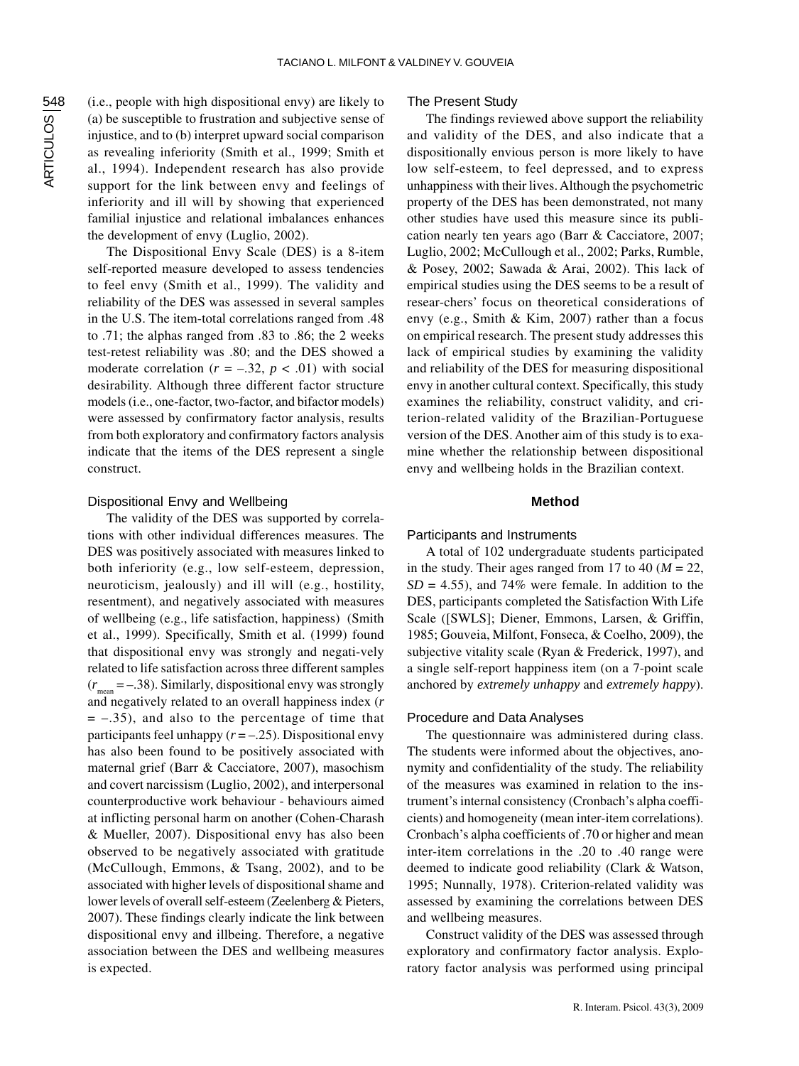(i.e., people with high dispositional envy) are likely to (a) be susceptible to frustration and subjective sense of injustice, and to (b) interpret upward social comparison as revealing inferiority (Smith et al., 1999; Smith et al., 1994). Independent research has also provide support for the link between envy and feelings of inferiority and ill will by showing that experienced familial injustice and relational imbalances enhances the development of envy (Luglio, 2002).

The Dispositional Envy Scale (DES) is a 8-item self-reported measure developed to assess tendencies to feel envy (Smith et al., 1999). The validity and reliability of the DES was assessed in several samples in the U.S. The item-total correlations ranged from .48 to .71; the alphas ranged from .83 to .86; the 2 weeks test-retest reliability was .80; and the DES showed a moderate correlation ($r$ = –.32, $p$ < .01) with social desirability. Although three different factor structure models (i.e., one-factor, two-factor, and bifactor models) were assessed by confirmatory factor analysis, results from both exploratory and confirmatory factors analysis indicate that the items of the DES represent a single construct.

### Dispositional Envy and Wellbeing

The validity of the DES was supported by correlations with other individual differences measures. The DES was positively associated with measures linked to both inferiority (e.g., low self-esteem, depression, neuroticism, jealously) and ill will (e.g., hostility, resentment), and negatively associated with measures of wellbeing (e.g., life satisfaction, happiness) (Smith et al., 1999). Specifically, Smith et al. (1999) found that dispositional envy was strongly and negati-vely related to life satisfaction across three different samples ($r_{mean}$ = –.38). Similarly, dispositional envy was strongly and negatively related to an overall happiness index ($r$ = –.35), and also to the percentage of time that participants feel unhappy ($r$ = –.25). Dispositional envy has also been found to be positively associated with maternal grief (Barr & Cacciatore, 2007), masochism and covert narcissism (Luglio, 2002), and interpersonal counterproductive work behaviour - behaviours aimed at inflicting personal harm on another (Cohen-Charash & Mueller, 2007). Dispositional envy has also been observed to be negatively associated with gratitude (McCullough, Emmons, & Tsang, 2002), and to be associated with higher levels of dispositional shame and lower levels of overall self-esteem (Zeelenberg & Pieters, 2007). These findings clearly indicate the link between dispositional envy and illbeing. Therefore, a negative association between the DES and wellbeing measures is expected.

### The Present Study

The findings reviewed above support the reliability and validity of the DES, and also indicate that a dispositionally envious person is more likely to have low self-esteem, to feel depressed, and to express unhappiness with their lives. Although the psychometric property of the DES has been demonstrated, not many other studies have used this measure since its publication nearly ten years ago (Barr & Cacciatore, 2007; Luglio, 2002; McCullough et al., 2002; Parks, Rumble, & Posey, 2002; Sawada & Arai, 2002). This lack of empirical studies using the DES seems to be a result of resear-chers' focus on theoretical considerations of envy (e.g., Smith & Kim, 2007) rather than a focus on empirical research. The present study addresses this lack of empirical studies by examining the validity and reliability of the DES for measuring dispositional envy in another cultural context. Specifically, this study examines the reliability, construct validity, and criterion-related validity of the Brazilian-Portuguese version of the DES. Another aim of this study is to examine whether the relationship between dispositional envy and wellbeing holds in the Brazilian context.

## Method

### Participants and Instruments

A total of 102 undergraduate students participated in the study. Their ages ranged from 17 to 40 ($M$ = 22, $SD$ = 4.55), and 74% were female. In addition to the DES, participants completed the Satisfaction With Life Scale ([SWLS]; Diener, Emmons, Larsen, & Griffin, 1985; Gouveia, Milfont, Fonseca, & Coelho, 2009), the subjective vitality scale (Ryan & Frederick, 1997), and a single self-report happiness item (on a 7-point scale anchored by *extremely unhappy* and *extremely happy*).

### Procedure and Data Analyses

The questionnaire was administered during class. The students were informed about the objectives, anonymity and confidentiality of the study. The reliability of the measures was examined in relation to the instrument's internal consistency (Cronbach's alpha coefficients) and homogeneity (mean inter-item correlations). Cronbach's alpha coefficients of .70 or higher and mean inter-item correlations in the .20 to .40 range were deemed to indicate good reliability (Clark & Watson, 1995; Nunnally, 1978). Criterion-related validity was assessed by examining the correlations between DES and wellbeing measures.

Construct validity of the DES was assessed through exploratory and confirmatory factor analysis. Exploratory factor analysis was performed using principal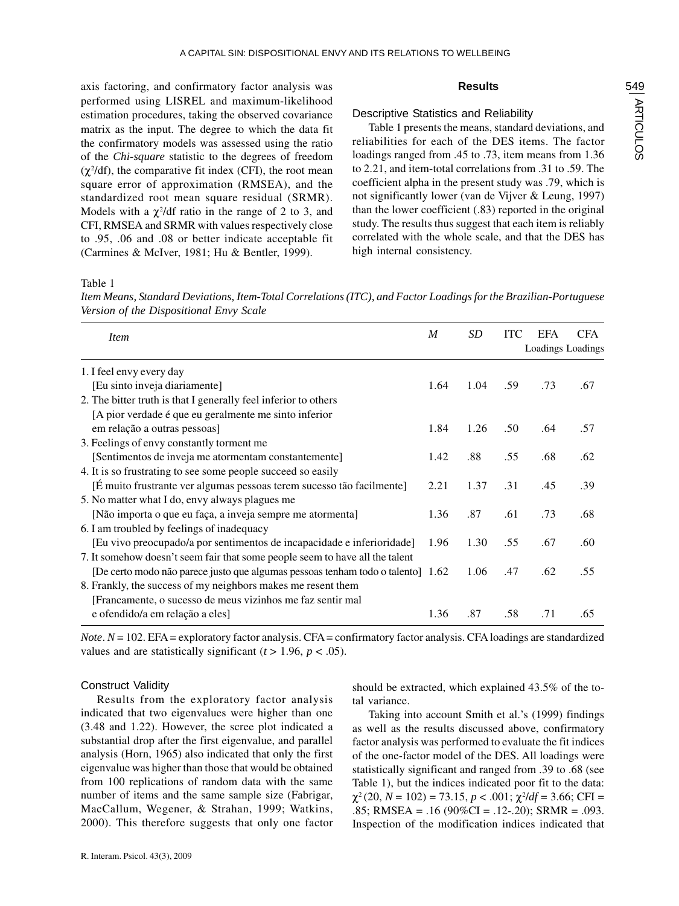axis factoring, and confirmatory factor analysis was performed using LISREL and maximum-likelihood estimation procedures, taking the observed covariance matrix as the input. The degree to which the data fit the confirmatory models was assessed using the ratio of the *Chi-square* statistic to the degrees of freedom ($\chi^2$/df), the comparative fit index (CFI), the root mean square error of approximation (RMSEA), and the standardized root mean square residual (SRMR). Models with a $\chi^2$/df ratio in the range of 2 to 3, and CFI, RMSEA and SRMR with values respectively close to .95, .06 and .08 or better indicate acceptable fit (Carmines & McIver, 1981; Hu & Bentler, 1999).

## Results

### Descriptive Statistics and Reliability

Table 1 presents the means, standard deviations, and reliabilities for each of the DES items. The factor loadings ranged from .45 to .73, item means from 1.36 to 2.21, and item-total correlations from .31 to .59. The coefficient alpha in the present study was .79, which is not significantly lower (van de Vijver & Leung, 1997) than the lower coefficient (.83) reported in the original study. The results thus suggest that each item is reliably correlated with the whole scale, and that the DES has high internal consistency.

Table 1
*Item Means, Standard Deviations, Item-Total Correlations (ITC), and Factor Loadings for the Brazilian-Portuguese Version of the Dispositional Envy Scale*

| *Item* | *M* | *SD* | ITC | EFA Loadings | CFA Loadings |
|---|---|---|---|---|---|
| 1. I feel envy every day [Eu sinto inveja diariamente] | 1.64 | 1.04 | .59 | .73 | .67 |
| 2. The bitter truth is that I generally feel inferior to others [A pior verdade é que eu geralmente me sinto inferior em relação a outras pessoas] | 1.84 | 1.26 | .50 | .64 | .57 |
| 3. Feelings of envy constantly torment me [Sentimentos de inveja me atormentam constantemente] | 1.42 | .88 | .55 | .68 | .62 |
| 4. It is so frustrating to see some people succeed so easily [É muito frustrante ver algumas pessoas terem sucesso tão facilmente] | 2.21 | 1.37 | .31 | .45 | .39 |
| 5. No matter what I do, envy always plagues me [Não importa o que eu faça, a inveja sempre me atormenta] | 1.36 | .87 | .61 | .73 | .68 |
| 6. I am troubled by feelings of inadequacy [Eu vivo preocupado/a por sentimentos de incapacidade e inferioridade] | 1.96 | 1.30 | .55 | .67 | .60 |
| 7. It somehow doesn't seem fair that some people seem to have all the talent [De certo modo não parece justo que algumas pessoas tenham todo o talento] | 1.62 | 1.06 | .47 | .62 | .55 |
| 8. Frankly, the success of my neighbors makes me resent them [Francamente, o sucesso de meus vizinhos me faz sentir mal e ofendido/a em relação a eles] | 1.36 | .87 | .58 | .71 | .65 |

*Note*. $N = 102$. EFA = exploratory factor analysis. CFA = confirmatory factor analysis. CFA loadings are standardized values and are statistically significant ($t > 1.96$, $p < .05$).

### Construct Validity

Results from the exploratory factor analysis indicated that two eigenvalues were higher than one (3.48 and 1.22). However, the scree plot indicated a substantial drop after the first eigenvalue, and parallel analysis (Horn, 1965) also indicated that only the first eigenvalue was higher than those that would be obtained from 100 replications of random data with the same number of items and the same sample size (Fabrigar, MacCallum, Wegener, & Strahan, 1999; Watkins, 2000). This therefore suggests that only one factor should be extracted, which explained 43.5% of the total variance.

Taking into account Smith et al.'s (1999) findings as well as the results discussed above, confirmatory factor analysis was performed to evaluate the fit indices of the one-factor model of the DES. All loadings were statistically significant and ranged from .39 to .68 (see Table 1), but the indices indicated poor fit to the data: $\chi^2$ (20, $N = 102$) = 73.15, $p < .001$; $\chi^2/df = 3.66$; CFI = .85; RMSEA = .16 (90%CI = .12-.20); SRMR = .093. Inspection of the modification indices indicated that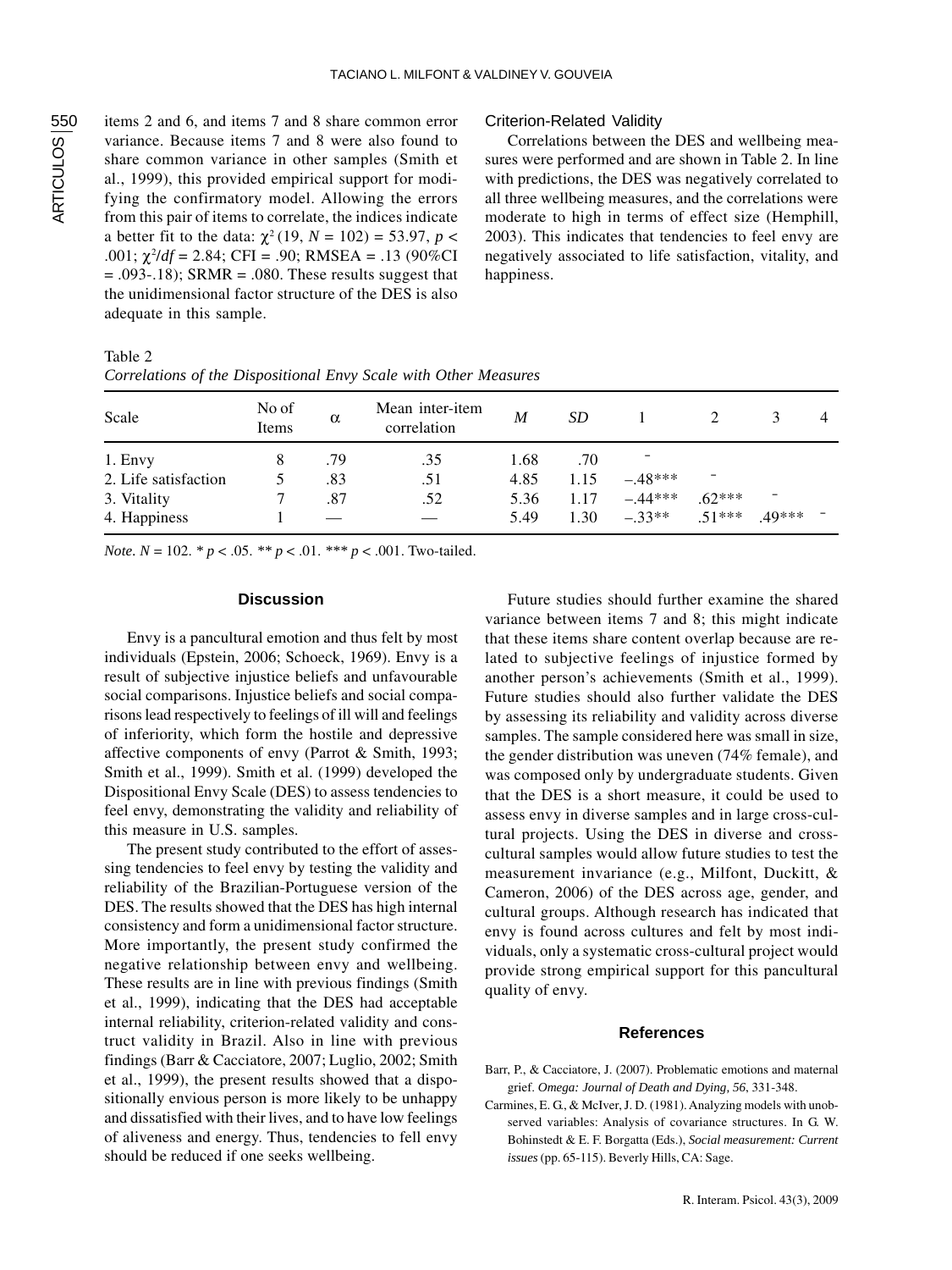items 2 and 6, and items 7 and 8 share common error variance. Because items 7 and 8 were also found to share common variance in other samples (Smith et al., 1999), this provided empirical support for modifying the confirmatory model. Allowing the errors from this pair of items to correlate, the indices indicate a better fit to the data: $\chi^2$ (19, $N$ = 102) = 53.97, $p$ < .001; $\chi^2/df$ = 2.84; CFI = .90; RMSEA = .13 (90%CI = .093-.18); SRMR = .080. These results suggest that the unidimensional factor structure of the DES is also adequate in this sample.

### Criterion-Related Validity

Correlations between the DES and wellbeing measures were performed and are shown in Table 2. In line with predictions, the DES was negatively correlated to all three wellbeing measures, and the correlations were moderate to high in terms of effect size (Hemphill, 2003). This indicates that tendencies to feel envy are negatively associated to life satisfaction, vitality, and happiness.

Table 2
*Correlations of the Dispositional Envy Scale with Other Measures*

| Scale | No of Items | α | Mean inter-item correlation | *M* | *SD* | 1 | 2 | 3 | 4 |
|---|---|---|---|---|---|---|---|---|---|
| 1. Envy | 8 | .79 | .35 | 1.68 | .70 | – | | | |
| 2. Life satisfaction | 5 | .83 | .51 | 4.85 | 1.15 | –.48*** | – | | |
| 3. Vitality | 7 | .87 | .52 | 5.36 | 1.17 | –.44*** | .62*** | – | |
| 4. Happiness | 1 | — | — | 5.49 | 1.30 | –.33** | .51*** | .49*** | – |

*Note.* $N$ = 102. * $p$ < .05. ** $p$ < .01. *** $p$ < .001. Two-tailed.

## Discussion

Envy is a pancultural emotion and thus felt by most individuals (Epstein, 2006; Schoeck, 1969). Envy is a result of subjective injustice beliefs and unfavourable social comparisons. Injustice beliefs and social comparisons lead respectively to feelings of ill will and feelings of inferiority, which form the hostile and depressive affective components of envy (Parrot & Smith, 1993; Smith et al., 1999). Smith et al. (1999) developed the Dispositional Envy Scale (DES) to assess tendencies to feel envy, demonstrating the validity and reliability of this measure in U.S. samples.

The present study contributed to the effort of assessing tendencies to feel envy by testing the validity and reliability of the Brazilian-Portuguese version of the DES. The results showed that the DES has high internal consistency and form a unidimensional factor structure. More importantly, the present study confirmed the negative relationship between envy and wellbeing. These results are in line with previous findings (Smith et al., 1999), indicating that the DES had acceptable internal reliability, criterion-related validity and construct validity in Brazil. Also in line with previous findings (Barr & Cacciatore, 2007; Luglio, 2002; Smith et al., 1999), the present results showed that a dispositionally envious person is more likely to be unhappy and dissatisfied with their lives, and to have low feelings of aliveness and energy. Thus, tendencies to fell envy should be reduced if one seeks wellbeing.

Future studies should further examine the shared variance between items 7 and 8; this might indicate that these items share content overlap because are related to subjective feelings of injustice formed by another person's achievements (Smith et al., 1999). Future studies should also further validate the DES by assessing its reliability and validity across diverse samples. The sample considered here was small in size, the gender distribution was uneven (74% female), and was composed only by undergraduate students. Given that the DES is a short measure, it could be used to assess envy in diverse samples and in large cross-cultural projects. Using the DES in diverse and cross-cultural samples would allow future studies to test the measurement invariance (e.g., Milfont, Duckitt, & Cameron, 2006) of the DES across age, gender, and cultural groups. Although research has indicated that envy is found across cultures and felt by most individuals, only a systematic cross-cultural project would provide strong empirical support for this pancultural quality of envy.

## References

Barr, P., & Cacciatore, J. (2007). Problematic emotions and maternal grief. *Omega: Journal of Death and Dying, 56*, 331-348.

Carmines, E. G., & McIver, J. D. (1981). Analyzing models with unobserved variables: Analysis of covariance structures. In G. W. Bohinstedt & E. F. Borgatta (Eds.), *Social measurement: Current issues* (pp. 65-115). Beverly Hills, CA: Sage.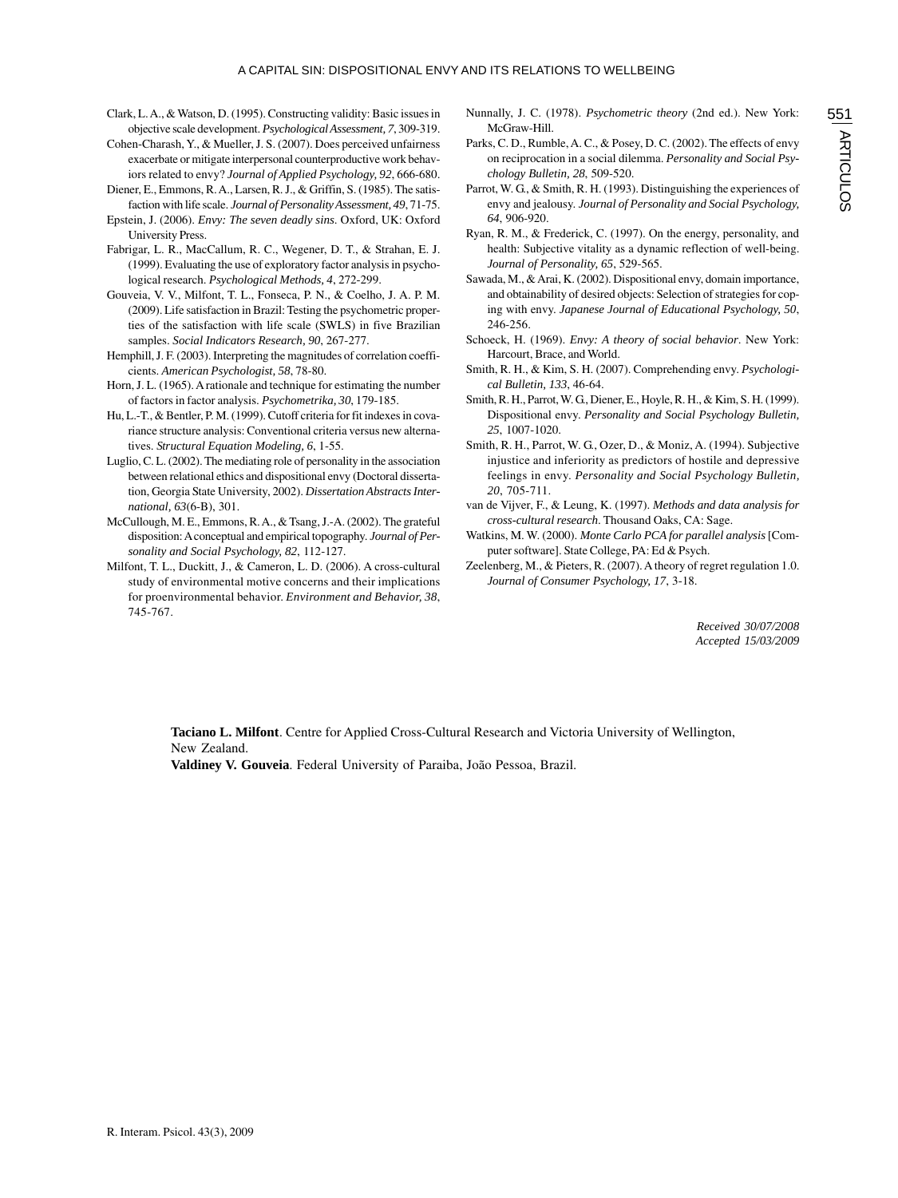Clark, L. A., & Watson, D. (1995). Constructing validity: Basic issues in objective scale development. *Psychological Assessment, 7*, 309-319.

Cohen-Charash, Y., & Mueller, J. S. (2007). Does perceived unfairness exacerbate or mitigate interpersonal counterproductive work behaviors related to envy? *Journal of Applied Psychology, 92*, 666-680.

Diener, E., Emmons, R. A., Larsen, R. J., & Griffin, S. (1985). The satisfaction with life scale. *Journal of Personality Assessment, 49*, 71-75.

Epstein, J. (2006). *Envy: The seven deadly sins*. Oxford, UK: Oxford University Press.

Fabrigar, L. R., MacCallum, R. C., Wegener, D. T., & Strahan, E. J. (1999). Evaluating the use of exploratory factor analysis in psychological research. *Psychological Methods, 4*, 272-299.

Gouveia, V. V., Milfont, T. L., Fonseca, P. N., & Coelho, J. A. P. M. (2009). Life satisfaction in Brazil: Testing the psychometric properties of the satisfaction with life scale (SWLS) in five Brazilian samples. *Social Indicators Research, 90*, 267-277.

Hemphill, J. F. (2003). Interpreting the magnitudes of correlation coefficients. *American Psychologist, 58*, 78-80.

Horn, J. L. (1965). A rationale and technique for estimating the number of factors in factor analysis. *Psychometrika, 30*, 179-185.

Hu, L.-T., & Bentler, P. M. (1999). Cutoff criteria for fit indexes in covariance structure analysis: Conventional criteria versus new alternatives. *Structural Equation Modeling, 6*, 1-55.

Luglio, C. L. (2002). The mediating role of personality in the association between relational ethics and dispositional envy (Doctoral dissertation, Georgia State University, 2002). *Dissertation Abstracts International, 63*(6-B), 301.

McCullough, M. E., Emmons, R. A., & Tsang, J.-A. (2002). The grateful disposition: A conceptual and empirical topography. *Journal of Personality and Social Psychology, 82*, 112-127.

Milfont, T. L., Duckitt, J., & Cameron, L. D. (2006). A cross-cultural study of environmental motive concerns and their implications for proenvironmental behavior. *Environment and Behavior, 38*, 745-767.

Nunnally, J. C. (1978). *Psychometric theory* (2nd ed.). New York: McGraw-Hill.

Parks, C. D., Rumble, A. C., & Posey, D. C. (2002). The effects of envy on reciprocation in a social dilemma. *Personality and Social Psychology Bulletin, 28*, 509-520.

Parrot, W. G., & Smith, R. H. (1993). Distinguishing the experiences of envy and jealousy. *Journal of Personality and Social Psychology, 64*, 906-920.

Ryan, R. M., & Frederick, C. (1997). On the energy, personality, and health: Subjective vitality as a dynamic reflection of well-being. *Journal of Personality, 65*, 529-565.

Sawada, M., & Arai, K. (2002). Dispositional envy, domain importance, and obtainability of desired objects: Selection of strategies for coping with envy. *Japanese Journal of Educational Psychology, 50*, 246-256.

Schoeck, H. (1969). *Envy: A theory of social behavior*. New York: Harcourt, Brace, and World.

Smith, R. H., & Kim, S. H. (2007). Comprehending envy. *Psychological Bulletin, 133*, 46-64.

Smith, R. H., Parrot, W. G., Diener, E., Hoyle, R. H., & Kim, S. H. (1999). Dispositional envy. *Personality and Social Psychology Bulletin, 25*, 1007-1020.

Smith, R. H., Parrot, W. G., Ozer, D., & Moniz, A. (1994). Subjective injustice and inferiority as predictors of hostile and depressive feelings in envy. *Personality and Social Psychology Bulletin, 20*, 705-711.

van de Vijver, F., & Leung, K. (1997). *Methods and data analysis for cross-cultural research*. Thousand Oaks, CA: Sage.

Watkins, M. W. (2000). *Monte Carlo PCA for parallel analysis* [Computer software]. State College, PA: Ed & Psych.

Zeelenberg, M., & Pieters, R. (2007). A theory of regret regulation 1.0. *Journal of Consumer Psychology, 17*, 3-18.

*Received 30/07/2008*
*Accepted 15/03/2009*

**Taciano L. Milfont**. Centre for Applied Cross-Cultural Research and Victoria University of Wellington, New Zealand.
**Valdiney V. Gouveia**. Federal University of Paraiba, João Pessoa, Brazil.